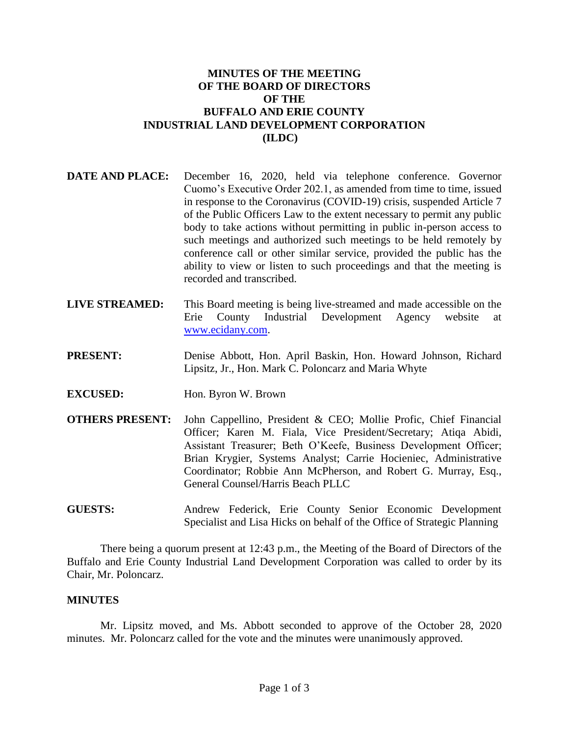# MINUTES OF THE MEETING OF THE BOARD OF DIRECTORS OF THE BUFFALO AND ERIE COUNTY INDUSTRIAL LAND DEVELOPMENT CORPORATION (ILDC)

**DATE AND PLACE:** December 16, 2020, held via telephone conference. Governor Cuomo's Executive Order 202.1, as amended from time to time, issued in response to the Coronavirus (COVID-19) crisis, suspended Article 7 of the Public Officers Law to the extent necessary to permit any public body to take actions without permitting in public in-person access to such meetings and authorized such meetings to be held remotely by conference call or other similar service, provided the public has the ability to view or listen to such proceedings and that the meeting is recorded and transcribed.

**LIVE STREAMED:** This Board meeting is being live-streamed and made accessible on the Erie County Industrial Development Agency website at [www.ecidany.com](http://www.ecidany.com).

**PRESENT:** Denise Abbott, Hon. April Baskin, Hon. Howard Johnson, Richard Lipsitz, Jr., Hon. Mark C. Poloncarz and Maria Whyte

**EXCUSED:** Hon. Byron W. Brown

**OTHERS PRESENT:** John Cappellino, President & CEO; Mollie Profic, Chief Financial Officer; Karen M. Fiala, Vice President/Secretary; Atiqa Abidi, Assistant Treasurer; Beth O'Keefe, Business Development Officer; Brian Krygier, Systems Analyst; Carrie Hocieniec, Administrative Coordinator; Robbie Ann McPherson, and Robert G. Murray, Esq., General Counsel/Harris Beach PLLC

**GUESTS:** Andrew Federick, Erie County Senior Economic Development Specialist and Lisa Hicks on behalf of the Office of Strategic Planning

There being a quorum present at 12:43 p.m., the Meeting of the Board of Directors of the Buffalo and Erie County Industrial Land Development Corporation was called to order by its Chair, Mr. Poloncarz.

## MINUTES

Mr. Lipsitz moved, and Ms. Abbott seconded to approve of the October 28, 2020 minutes. Mr. Poloncarz called for the vote and the minutes were unanimously approved.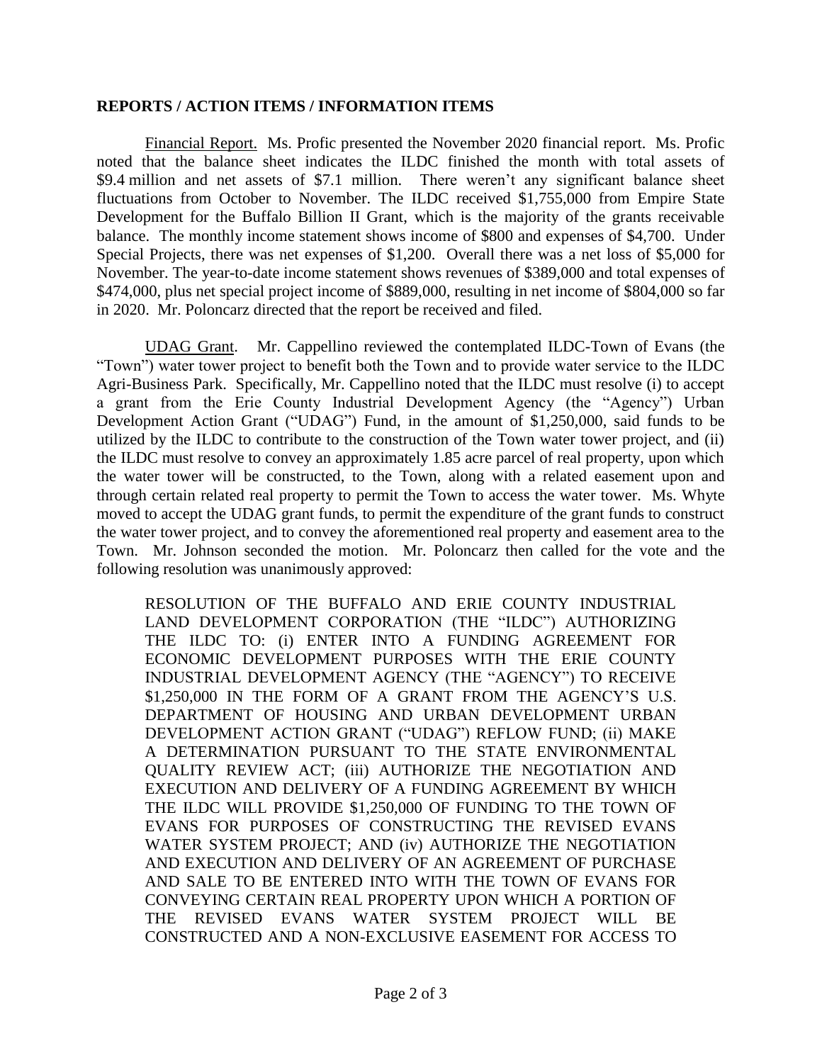**REPORTS / ACTION ITEMS / INFORMATION ITEMS**

Financial Report. Ms. Profic presented the November 2020 financial report. Ms. Profic noted that the balance sheet indicates the ILDC finished the month with total assets of $9.4 million and net assets of $7.1 million. There weren't any significant balance sheet fluctuations from October to November. The ILDC received $1,755,000 from Empire State Development for the Buffalo Billion II Grant, which is the majority of the grants receivable balance. The monthly income statement shows income of $800 and expenses of $4,700. Under Special Projects, there was net expenses of $1,200. Overall there was a net loss of $5,000 for November. The year-to-date income statement shows revenues of $389,000 and total expenses of $474,000, plus net special project income of $889,000, resulting in net income of $804,000 so far in 2020. Mr. Poloncarz directed that the report be received and filed.

UDAG Grant. Mr. Cappellino reviewed the contemplated ILDC-Town of Evans (the "Town") water tower project to benefit both the Town and to provide water service to the ILDC Agri-Business Park. Specifically, Mr. Cappellino noted that the ILDC must resolve (i) to accept a grant from the Erie County Industrial Development Agency (the "Agency") Urban Development Action Grant ("UDAG") Fund, in the amount of $1,250,000, said funds to be utilized by the ILDC to contribute to the construction of the Town water tower project, and (ii) the ILDC must resolve to convey an approximately 1.85 acre parcel of real property, upon which the water tower will be constructed, to the Town, along with a related easement upon and through certain related real property to permit the Town to access the water tower. Ms. Whyte moved to accept the UDAG grant funds, to permit the expenditure of the grant funds to construct the water tower project, and to convey the aforementioned real property and easement area to the Town. Mr. Johnson seconded the motion. Mr. Poloncarz then called for the vote and the following resolution was unanimously approved:

> RESOLUTION OF THE BUFFALO AND ERIE COUNTY INDUSTRIAL LAND DEVELOPMENT CORPORATION (THE "ILDC") AUTHORIZING THE ILDC TO: (i) ENTER INTO A FUNDING AGREEMENT FOR ECONOMIC DEVELOPMENT PURPOSES WITH THE ERIE COUNTY INDUSTRIAL DEVELOPMENT AGENCY (THE "AGENCY") TO RECEIVE $1,250,000 IN THE FORM OF A GRANT FROM THE AGENCY'S U.S. DEPARTMENT OF HOUSING AND URBAN DEVELOPMENT URBAN DEVELOPMENT ACTION GRANT ("UDAG") REFLOW FUND; (ii) MAKE A DETERMINATION PURSUANT TO THE STATE ENVIRONMENTAL QUALITY REVIEW ACT; (iii) AUTHORIZE THE NEGOTIATION AND EXECUTION AND DELIVERY OF A FUNDING AGREEMENT BY WHICH THE ILDC WILL PROVIDE $1,250,000 OF FUNDING TO THE TOWN OF EVANS FOR PURPOSES OF CONSTRUCTING THE REVISED EVANS WATER SYSTEM PROJECT; AND (iv) AUTHORIZE THE NEGOTIATION AND EXECUTION AND DELIVERY OF AN AGREEMENT OF PURCHASE AND SALE TO BE ENTERED INTO WITH THE TOWN OF EVANS FOR CONVEYING CERTAIN REAL PROPERTY UPON WHICH A PORTION OF THE REVISED EVANS WATER SYSTEM PROJECT WILL BE CONSTRUCTED AND A NON-EXCLUSIVE EASEMENT FOR ACCESS TO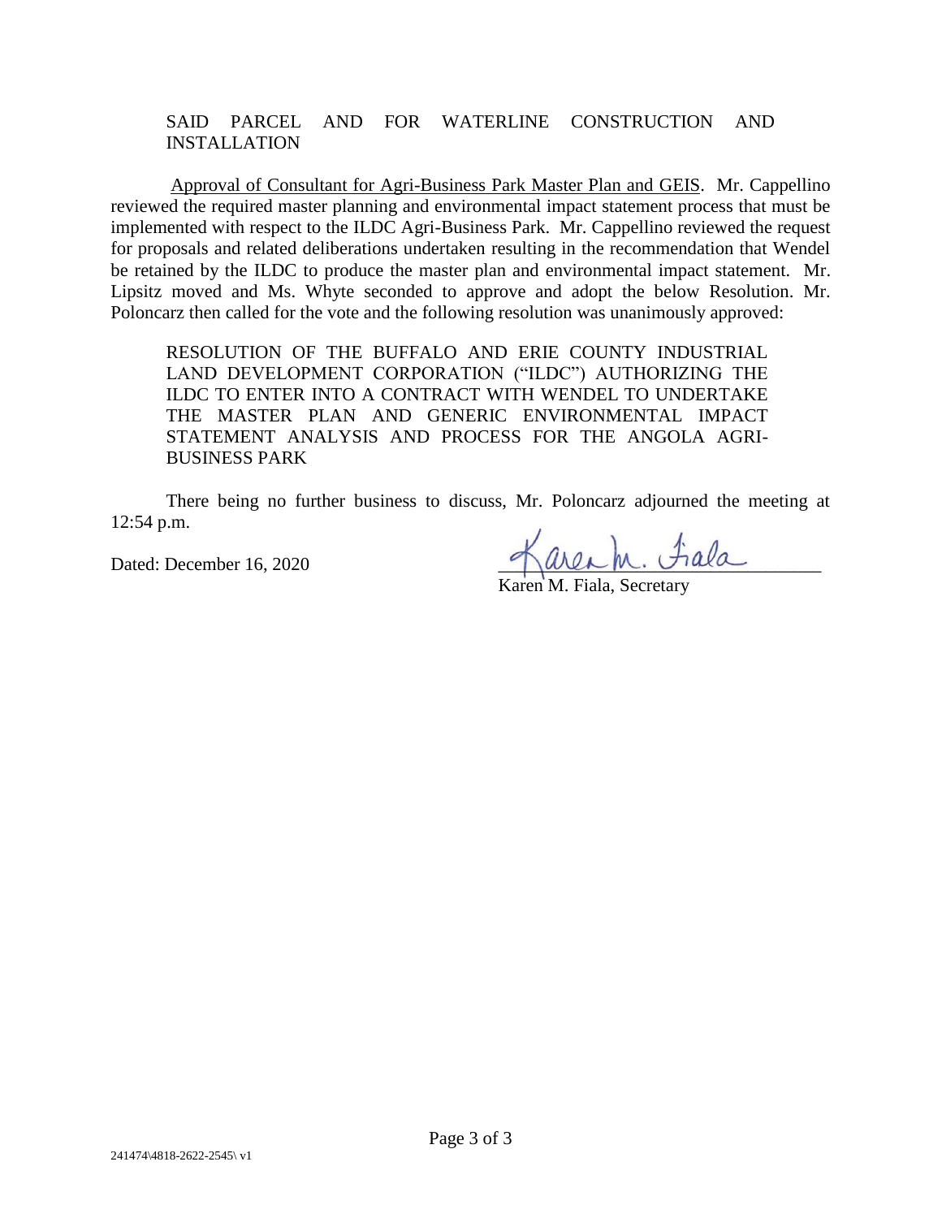SAID PARCEL AND FOR WATERLINE CONSTRUCTION AND INSTALLATION

Approval of Consultant for Agri-Business Park Master Plan and GEIS. Mr. Cappellino reviewed the required master planning and environmental impact statement process that must be implemented with respect to the ILDC Agri-Business Park. Mr. Cappellino reviewed the request for proposals and related deliberations undertaken resulting in the recommendation that Wendel be retained by the ILDC to produce the master plan and environmental impact statement. Mr. Lipsitz moved and Ms. Whyte seconded to approve and adopt the below Resolution. Mr. Poloncarz then called for the vote and the following resolution was unanimously approved:

RESOLUTION OF THE BUFFALO AND ERIE COUNTY INDUSTRIAL LAND DEVELOPMENT CORPORATION ("ILDC") AUTHORIZING THE ILDC TO ENTER INTO A CONTRACT WITH WENDEL TO UNDERTAKE THE MASTER PLAN AND GENERIC ENVIRONMENTAL IMPACT STATEMENT ANALYSIS AND PROCESS FOR THE ANGOLA AGRI-BUSINESS PARK

There being no further business to discuss, Mr. Poloncarz adjourned the meeting at 12:54 p.m.

Dated: December 16, 2020

Karen M. Fiala

Karen M. Fiala, Secretary

241474\4818-2622-2545\ v1